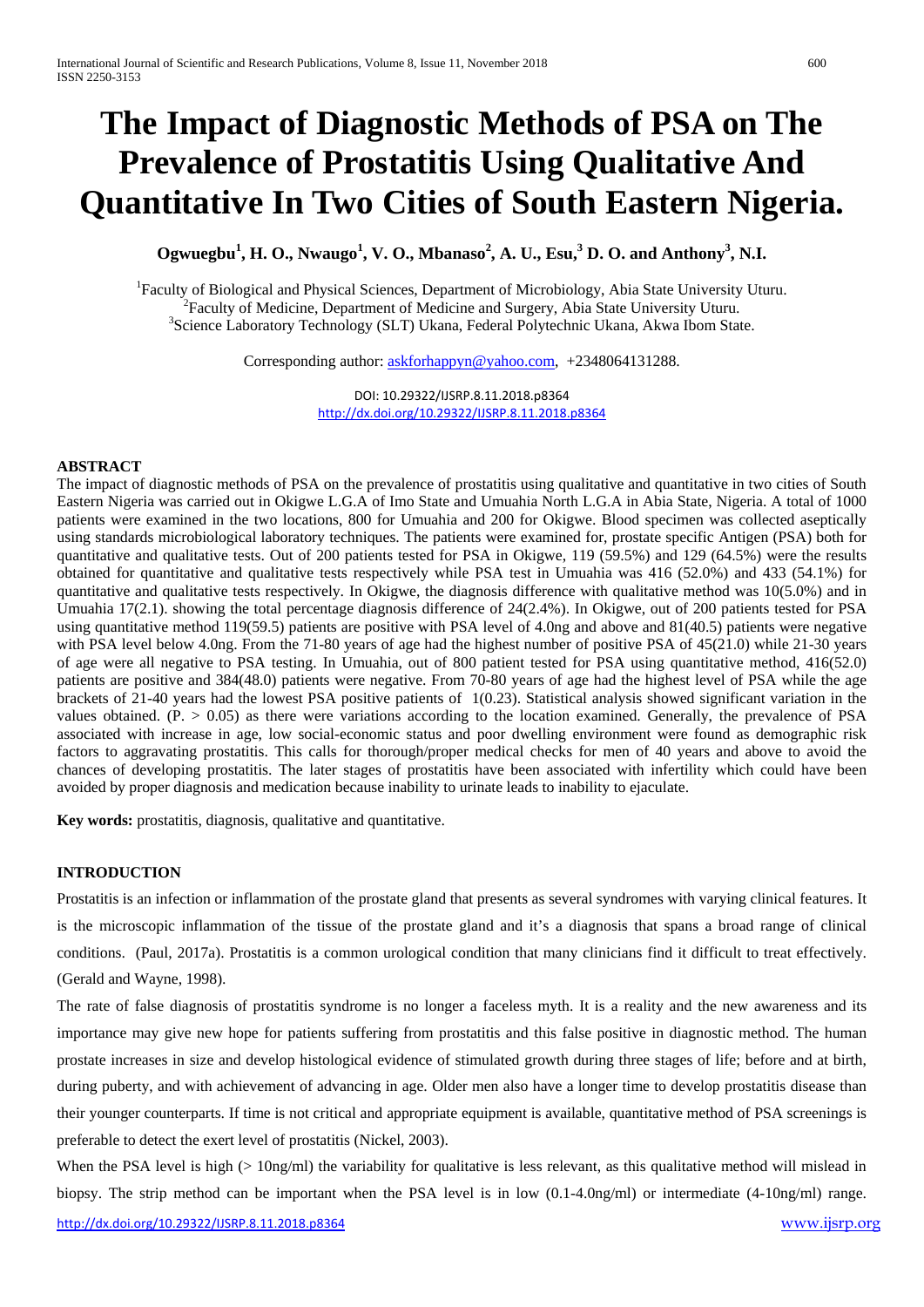# The Impact of Diagnostic Methods of PSA on The Prevalence of Prostatitis Using Qualitative And Quantitative In Two Cities of South Eastern Nigeria.

**Ogwuegbu[1], H. O., Nwaugo[1], V. O., Mbanaso[2], A. U., Esu,[3] D. O. and Anthony[3], N.I.**

[1]Faculty of Biological and Physical Sciences, Department of Microbiology, Abia State University Uturu.
[2]Faculty of Medicine, Department of Medicine and Surgery, Abia State University Uturu.
[3]Science Laboratory Technology (SLT) Ukana, Federal Polytechnic Ukana, Akwa Ibom State.

Corresponding author: askforhappyn@yahoo.com, +2348064131288.

DOI: 10.29322/IJSRP.8.11.2018.p8364
http://dx.doi.org/10.29322/IJSRP.8.11.2018.p8364

## ABSTRACT

The impact of diagnostic methods of PSA on the prevalence of prostatitis using qualitative and quantitative in two cities of South Eastern Nigeria was carried out in Okigwe L.G.A of Imo State and Umuahia North L.G.A in Abia State, Nigeria. A total of 1000 patients were examined in the two locations, 800 for Umuahia and 200 for Okigwe. Blood specimen was collected aseptically using standards microbiological laboratory techniques. The patients were examined for, prostate specific Antigen (PSA) both for quantitative and qualitative tests. Out of 200 patients tested for PSA in Okigwe, 119 (59.5%) and 129 (64.5%) were the results obtained for quantitative and qualitative tests respectively while PSA test in Umuahia was 416 (52.0%) and 433 (54.1%) for quantitative and qualitative tests respectively. In Okigwe, the diagnosis difference with qualitative method was 10(5.0%) and in Umuahia 17(2.1). showing the total percentage diagnosis difference of 24(2.4%). In Okigwe, out of 200 patients tested for PSA using quantitative method 119(59.5) patients are positive with PSA level of 4.0ng and above and 81(40.5) patients were negative with PSA level below 4.0ng. From the 71-80 years of age had the highest number of positive PSA of 45(21.0) while 21-30 years of age were all negative to PSA testing. In Umuahia, out of 800 patient tested for PSA using quantitative method, 416(52.0) patients are positive and 384(48.0) patients were negative. From 70-80 years of age had the highest level of PSA while the age brackets of 21-40 years had the lowest PSA positive patients of 1(0.23). Statistical analysis showed significant variation in the values obtained. (P. > 0.05) as there were variations according to the location examined. Generally, the prevalence of PSA associated with increase in age, low social-economic status and poor dwelling environment were found as demographic risk factors to aggravating prostatitis. This calls for thorough/proper medical checks for men of 40 years and above to avoid the chances of developing prostatitis. The later stages of prostatitis have been associated with infertility which could have been avoided by proper diagnosis and medication because inability to urinate leads to inability to ejaculate.

**Key words:** prostatitis, diagnosis, qualitative and quantitative.

## INTRODUCTION

Prostatitis is an infection or inflammation of the prostate gland that presents as several syndromes with varying clinical features. It is the microscopic inflammation of the tissue of the prostate gland and it's a diagnosis that spans a broad range of clinical conditions. (Paul, 2017a). Prostatitis is a common urological condition that many clinicians find it difficult to treat effectively. (Gerald and Wayne, 1998).

The rate of false diagnosis of prostatitis syndrome is no longer a faceless myth. It is a reality and the new awareness and its importance may give new hope for patients suffering from prostatitis and this false positive in diagnostic method. The human prostate increases in size and develop histological evidence of stimulated growth during three stages of life; before and at birth, during puberty, and with achievement of advancing in age. Older men also have a longer time to develop prostatitis disease than their younger counterparts. If time is not critical and appropriate equipment is available, quantitative method of PSA screenings is preferable to detect the exert level of prostatitis (Nickel, 2003).

When the PSA level is high (> 10ng/ml) the variability for qualitative is less relevant, as this qualitative method will mislead in biopsy. The strip method can be important when the PSA level is in low (0.1-4.0ng/ml) or intermediate (4-10ng/ml) range.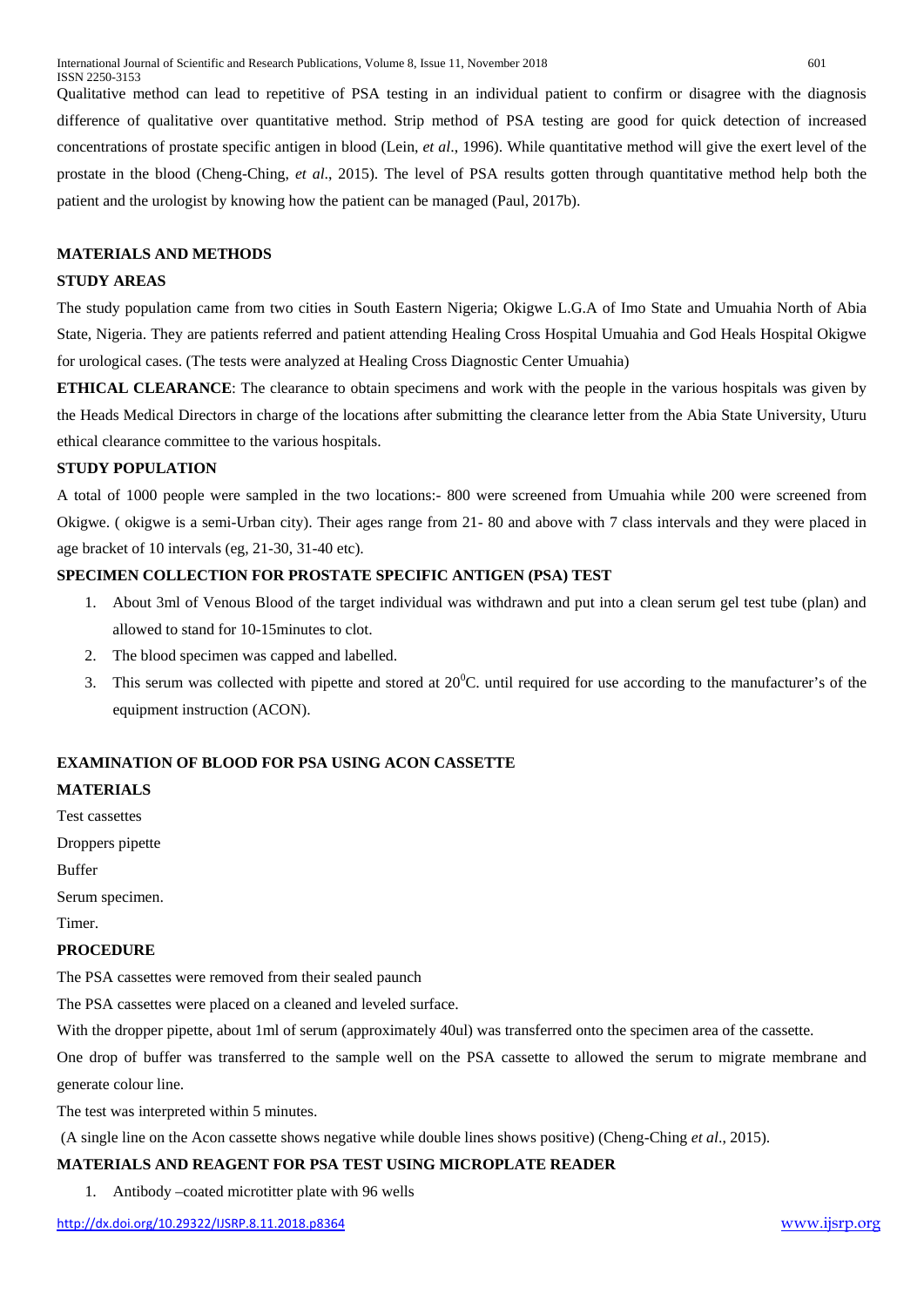Qualitative method can lead to repetitive of PSA testing in an individual patient to confirm or disagree with the diagnosis difference of qualitative over quantitative method. Strip method of PSA testing are good for quick detection of increased concentrations of prostate specific antigen in blood (Lein, *et al*., 1996). While quantitative method will give the exert level of the prostate in the blood (Cheng-Ching, *et al*., 2015). The level of PSA results gotten through quantitative method help both the patient and the urologist by knowing how the patient can be managed (Paul, 2017b).

## MATERIALS AND METHODS

### STUDY AREAS

The study population came from two cities in South Eastern Nigeria; Okigwe L.G.A of Imo State and Umuahia North of Abia State, Nigeria. They are patients referred and patient attending Healing Cross Hospital Umuahia and God Heals Hospital Okigwe for urological cases. (The tests were analyzed at Healing Cross Diagnostic Center Umuahia)

**ETHICAL CLEARANCE**: The clearance to obtain specimens and work with the people in the various hospitals was given by the Heads Medical Directors in charge of the locations after submitting the clearance letter from the Abia State University, Uturu ethical clearance committee to the various hospitals.

### STUDY POPULATION

A total of 1000 people were sampled in the two locations:- 800 were screened from Umuahia while 200 were screened from Okigwe. ( okigwe is a semi-Urban city). Their ages range from 21- 80 and above with 7 class intervals and they were placed in age bracket of 10 intervals (eg, 21-30, 31-40 etc).

### SPECIMEN COLLECTION FOR PROSTATE SPECIFIC ANTIGEN (PSA) TEST

1. About 3ml of Venous Blood of the target individual was withdrawn and put into a clean serum gel test tube (plan) and allowed to stand for 10-15minutes to clot.
2. The blood specimen was capped and labelled.
3. This serum was collected with pipette and stored at $20^{0}$C. until required for use according to the manufacturer's of the equipment instruction (ACON).

### EXAMINATION OF BLOOD FOR PSA USING ACON CASSETTE

### MATERIALS

Test cassettes

Droppers pipette

Buffer

Serum specimen.

Timer.

### PROCEDURE

The PSA cassettes were removed from their sealed paunch

The PSA cassettes were placed on a cleaned and leveled surface.

With the dropper pipette, about 1ml of serum (approximately 40ul) was transferred onto the specimen area of the cassette.

One drop of buffer was transferred to the sample well on the PSA cassette to allowed the serum to migrate membrane and generate colour line.

The test was interpreted within 5 minutes.

(A single line on the Acon cassette shows negative while double lines shows positive) (Cheng-Ching *et al*., 2015).

### MATERIALS AND REAGENT FOR PSA TEST USING MICROPLATE READER

1. Antibody –coated microtitter plate with 96 wells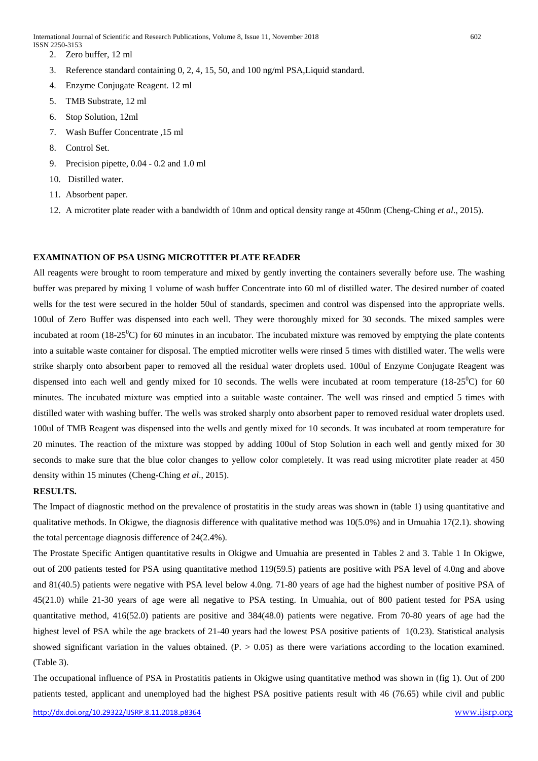2. Zero buffer, 12 ml
3. Reference standard containing 0, 2, 4, 15, 50, and 100 ng/ml PSA,Liquid standard.
4. Enzyme Conjugate Reagent. 12 ml
5. TMB Substrate, 12 ml
6. Stop Solution, 12ml
7. Wash Buffer Concentrate ,15 ml
8. Control Set.
9. Precision pipette, 0.04 - 0.2 and 1.0 ml
10. Distilled water.
11. Absorbent paper.
12. A microtiter plate reader with a bandwidth of 10nm and optical density range at 450nm (Cheng-Ching *et al*., 2015).

**EXAMINATION OF PSA USING MICROTITER PLATE READER**

All reagents were brought to room temperature and mixed by gently inverting the containers severally before use. The washing buffer was prepared by mixing 1 volume of wash buffer Concentrate into 60 ml of distilled water. The desired number of coated wells for the test were secured in the holder 50ul of standards, specimen and control was dispensed into the appropriate wells. 100ul of Zero Buffer was dispensed into each well. They were thoroughly mixed for 30 seconds. The mixed samples were incubated at room (18-25$^{0}$C) for 60 minutes in an incubator. The incubated mixture was removed by emptying the plate contents into a suitable waste container for disposal. The emptied microtiter wells were rinsed 5 times with distilled water. The wells were strike sharply onto absorbent paper to removed all the residual water droplets used. 100ul of Enzyme Conjugate Reagent was dispensed into each well and gently mixed for 10 seconds. The wells were incubated at room temperature (18-25$^{0}$C) for 60 minutes. The incubated mixture was emptied into a suitable waste container. The well was rinsed and emptied 5 times with distilled water with washing buffer. The wells was stroked sharply onto absorbent paper to removed residual water droplets used. 100ul of TMB Reagent was dispensed into the wells and gently mixed for 10 seconds. It was incubated at room temperature for 20 minutes. The reaction of the mixture was stopped by adding 100ul of Stop Solution in each well and gently mixed for 30 seconds to make sure that the blue color changes to yellow color completely. It was read using microtiter plate reader at 450 density within 15 minutes (Cheng-Ching *et al*., 2015).

**RESULTS.**

The Impact of diagnostic method on the prevalence of prostatitis in the study areas was shown in (table 1) using quantitative and qualitative methods. In Okigwe, the diagnosis difference with qualitative method was 10(5.0%) and in Umuahia 17(2.1). showing the total percentage diagnosis difference of 24(2.4%).

The Prostate Specific Antigen quantitative results in Okigwe and Umuahia are presented in Tables 2 and 3. Table 1 In Okigwe, out of 200 patients tested for PSA using quantitative method 119(59.5) patients are positive with PSA level of 4.0ng and above and 81(40.5) patients were negative with PSA level below 4.0ng. 71-80 years of age had the highest number of positive PSA of 45(21.0) while 21-30 years of age were all negative to PSA testing. In Umuahia, out of 800 patient tested for PSA using quantitative method, 416(52.0) patients are positive and 384(48.0) patients were negative. From 70-80 years of age had the highest level of PSA while the age brackets of 21-40 years had the lowest PSA positive patients of 1(0.23). Statistical analysis showed significant variation in the values obtained. ($P. > 0.05$) as there were variations according to the location examined. (Table 3).

The occupational influence of PSA in Prostatitis patients in Okigwe using quantitative method was shown in (fig 1). Out of 200 patients tested, applicant and unemployed had the highest PSA positive patients result with 46 (76.65) while civil and public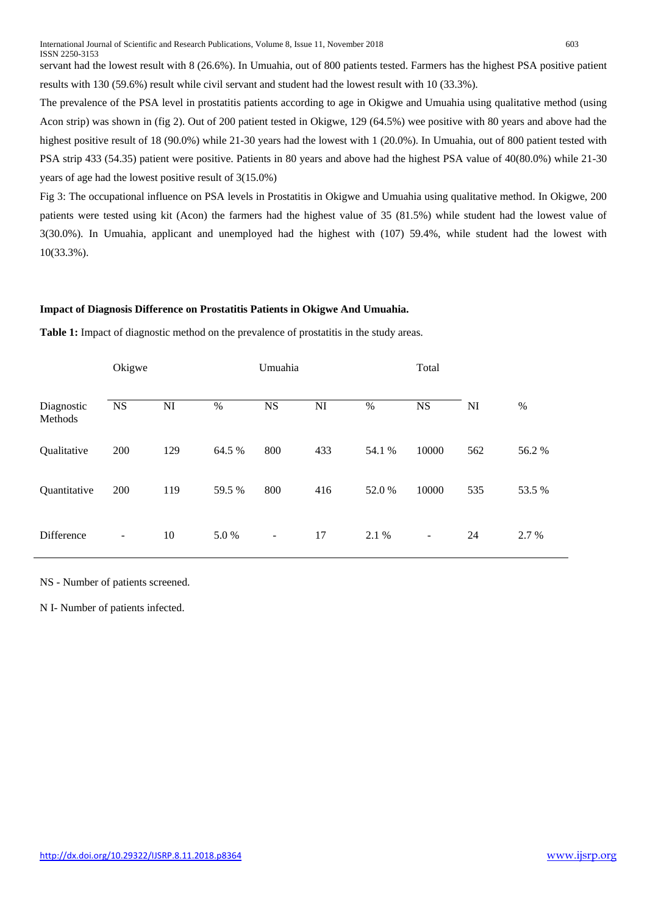servant had the lowest result with 8 (26.6%). In Umuahia, out of 800 patients tested. Farmers has the highest PSA positive patient results with 130 (59.6%) result while civil servant and student had the lowest result with 10 (33.3%).

The prevalence of the PSA level in prostatitis patients according to age in Okigwe and Umuahia using qualitative method (using Acon strip) was shown in (fig 2). Out of 200 patient tested in Okigwe, 129 (64.5%) wee positive with 80 years and above had the highest positive result of 18 (90.0%) while 21-30 years had the lowest with 1 (20.0%). In Umuahia, out of 800 patient tested with PSA strip 433 (54.35) patient were positive. Patients in 80 years and above had the highest PSA value of 40(80.0%) while 21-30 years of age had the lowest positive result of 3(15.0%)

Fig 3: The occupational influence on PSA levels in Prostatitis in Okigwe and Umuahia using qualitative method. In Okigwe, 200 patients were tested using kit (Acon) the farmers had the highest value of 35 (81.5%) while student had the lowest value of 3(30.0%). In Umuahia, applicant and unemployed had the highest with (107) 59.4%, while student had the lowest with 10(33.3%).

**Impact of Diagnosis Difference on Prostatitis Patients in Okigwe And Umuahia.**

**Table 1:** Impact of diagnostic method on the prevalence of prostatitis in the study areas.

| | Okigwe | | | Umuahia | | | Total | | |
|---|---|---|---|---|---|---|---|---|---|
| Diagnostic Methods | NS | NI | % | NS | NI | % | NS | NI | % |
| Qualitative | 200 | 129 | 64.5 % | 800 | 433 | 54.1 % | 10000 | 562 | 56.2 % |
| Quantitative | 200 | 119 | 59.5 % | 800 | 416 | 52.0 % | 10000 | 535 | 53.5 % |
| Difference | - | 10 | 5.0 % | - | 17 | 2.1 % | - | 24 | 2.7 % |

NS - Number of patients screened.

N I- Number of patients infected.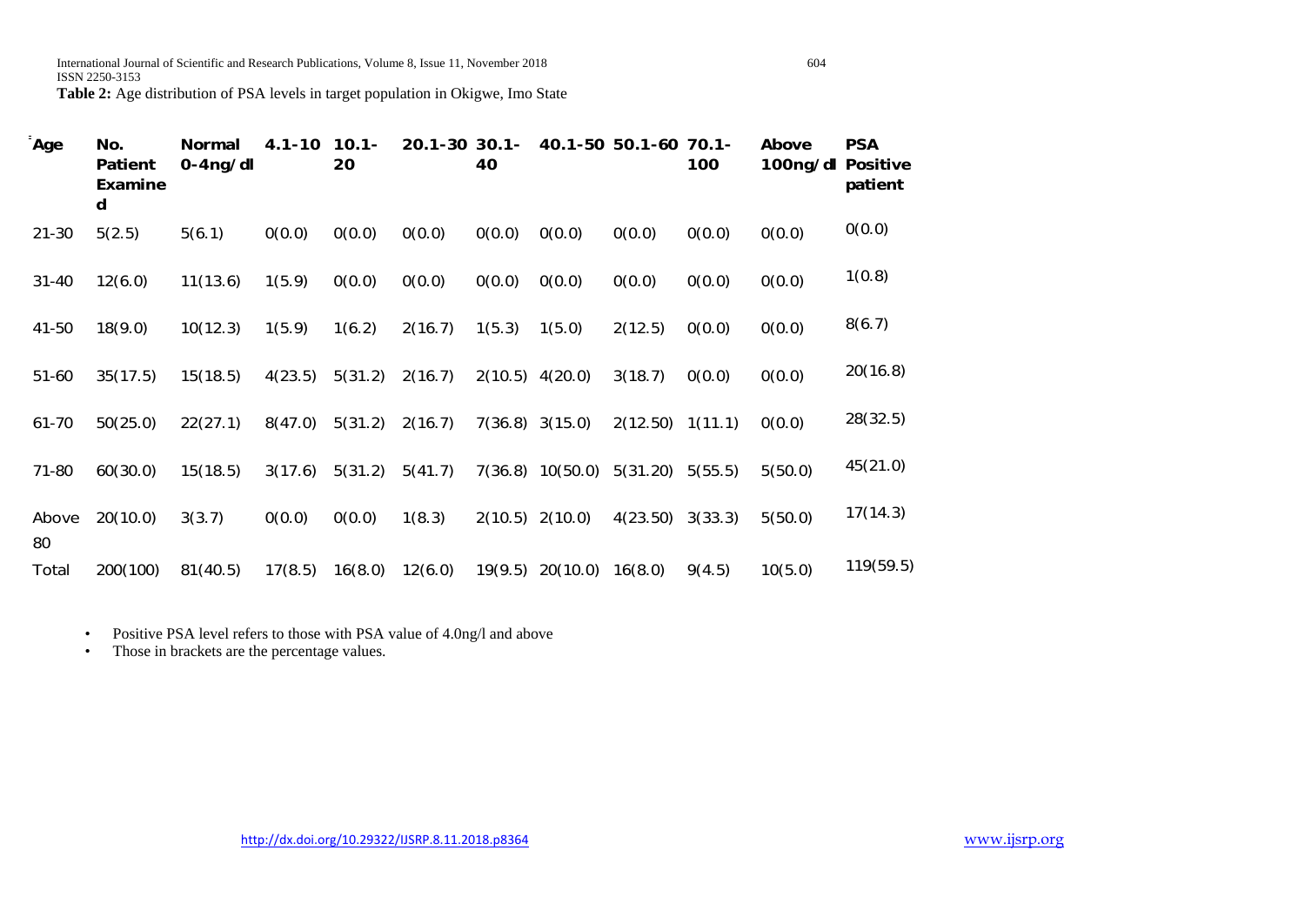**Table 2:** Age distribution of PSA levels in target population in Okigwe, Imo State

| Age | No. Patient Examined | Normal 0-4ng/dl | 4.1-10 | 10.1-20 | 20.1-30 | 30.1-40 | 40.1-50 | 50.1-60 | 70.1-100 | Above 100ng/dl | PSA Positive patient |
|---|---|---|---|---|---|---|---|---|---|---|---|
| 21-30 | 5(2.5) | 5(6.1) | 0(0.0) | 0(0.0) | 0(0.0) | 0(0.0) | 0(0.0) | 0(0.0) | 0(0.0) | 0(0.0) | 0(0.0) |
| 31-40 | 12(6.0) | 11(13.6) | 1(5.9) | 0(0.0) | 0(0.0) | 0(0.0) | 0(0.0) | 0(0.0) | 0(0.0) | 0(0.0) | 1(0.8) |
| 41-50 | 18(9.0) | 10(12.3) | 1(5.9) | 1(6.2) | 2(16.7) | 1(5.3) | 1(5.0) | 2(12.5) | 0(0.0) | 0(0.0) | 8(6.7) |
| 51-60 | 35(17.5) | 15(18.5) | 4(23.5) | 5(31.2) | 2(16.7) | 2(10.5) | 4(20.0) | 3(18.7) | 0(0.0) | 0(0.0) | 20(16.8) |
| 61-70 | 50(25.0) | 22(27.1) | 8(47.0) | 5(31.2) | 2(16.7) | 7(36.8) | 3(15.0) | 2(12.50) | 1(11.1) | 0(0.0) | 28(32.5) |
| 71-80 | 60(30.0) | 15(18.5) | 3(17.6) | 5(31.2) | 5(41.7) | 7(36.8) | 10(50.0) | 5(31.20) | 5(55.5) | 5(50.0) | 45(21.0) |
| Above 80 | 20(10.0) | 3(3.7) | 0(0.0) | 0(0.0) | 1(8.3) | 2(10.5) | 2(10.0) | 4(23.50) | 3(33.3) | 5(50.0) | 17(14.3) |
| Total | 200(100) | 81(40.5) | 17(8.5) | 16(8.0) | 12(6.0) | 19(9.5) | 20(10.0) | 16(8.0) | 9(4.5) | 10(5.0) | 119(59.5) |

- Positive PSA level refers to those with PSA value of 4.0ng/l and above
- Those in brackets are the percentage values.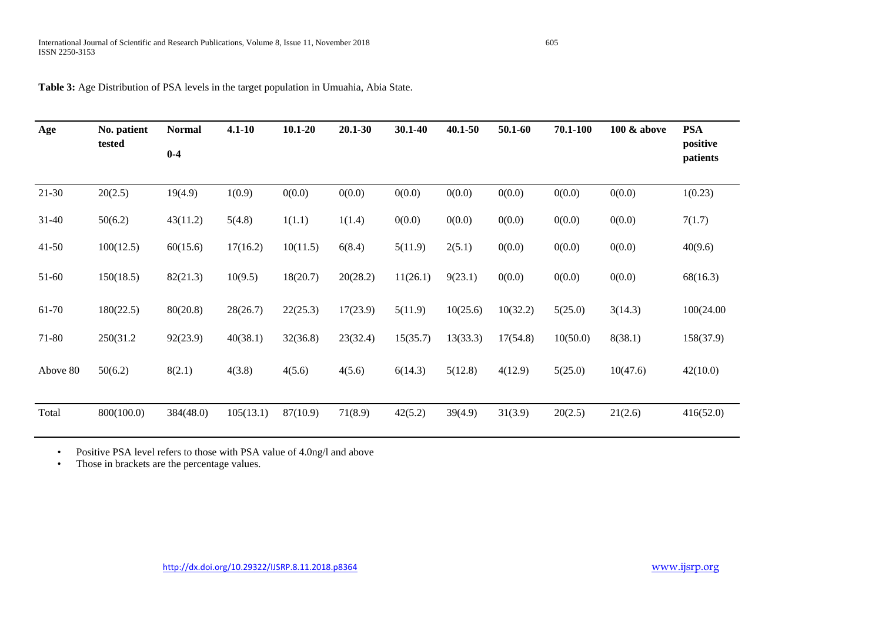**Table 3:** Age Distribution of PSA levels in the target population in Umuahia, Abia State.

| Age | No. patient tested | Normal 0-4 | 4.1-10 | 10.1-20 | 20.1-30 | 30.1-40 | 40.1-50 | 50.1-60 | 70.1-100 | 100 & above | PSA positive patients |
|---|---|---|---|---|---|---|---|---|---|---|---|
| 21-30 | 20(2.5) | 19(4.9) | 1(0.9) | 0(0.0) | 0(0.0) | 0(0.0) | 0(0.0) | 0(0.0) | 0(0.0) | 0(0.0) | 1(0.23) |
| 31-40 | 50(6.2) | 43(11.2) | 5(4.8) | 1(1.1) | 1(1.4) | 0(0.0) | 0(0.0) | 0(0.0) | 0(0.0) | 0(0.0) | 7(1.7) |
| 41-50 | 100(12.5) | 60(15.6) | 17(16.2) | 10(11.5) | 6(8.4) | 5(11.9) | 2(5.1) | 0(0.0) | 0(0.0) | 0(0.0) | 40(9.6) |
| 51-60 | 150(18.5) | 82(21.3) | 10(9.5) | 18(20.7) | 20(28.2) | 11(26.1) | 9(23.1) | 0(0.0) | 0(0.0) | 0(0.0) | 68(16.3) |
| 61-70 | 180(22.5) | 80(20.8) | 28(26.7) | 22(25.3) | 17(23.9) | 5(11.9) | 10(25.6) | 10(32.2) | 5(25.0) | 3(14.3) | 100(24.00 |
| 71-80 | 250(31.2 | 92(23.9) | 40(38.1) | 32(36.8) | 23(32.4) | 15(35.7) | 13(33.3) | 17(54.8) | 10(50.0) | 8(38.1) | 158(37.9) |
| Above 80 | 50(6.2) | 8(2.1) | 4(3.8) | 4(5.6) | 4(5.6) | 6(14.3) | 5(12.8) | 4(12.9) | 5(25.0) | 10(47.6) | 42(10.0) |
| Total | 800(100.0) | 384(48.0) | 105(13.1) | 87(10.9) | 71(8.9) | 42(5.2) | 39(4.9) | 31(3.9) | 20(2.5) | 21(2.6) | 416(52.0) |

- Positive PSA level refers to those with PSA value of 4.0ng/l and above
- Those in brackets are the percentage values.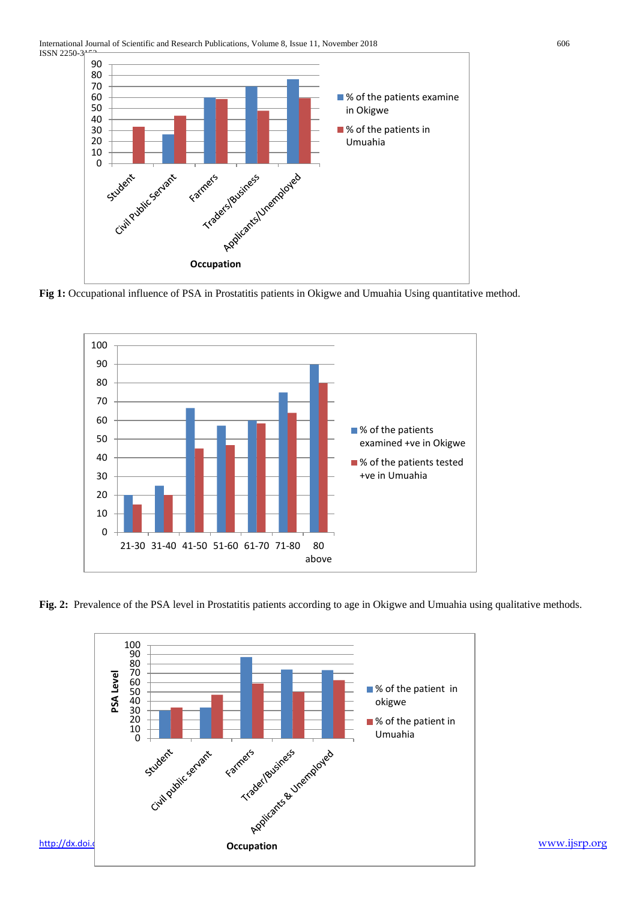Fig 1: Occupational influence of PSA in Prostatitis patients in Okigwe and Umuahia Using quantitative method.

**Fig. 2:** Prevalence of the PSA level in Prostatitis patients according to age in Okigwe and Umuahia using qualitative methods.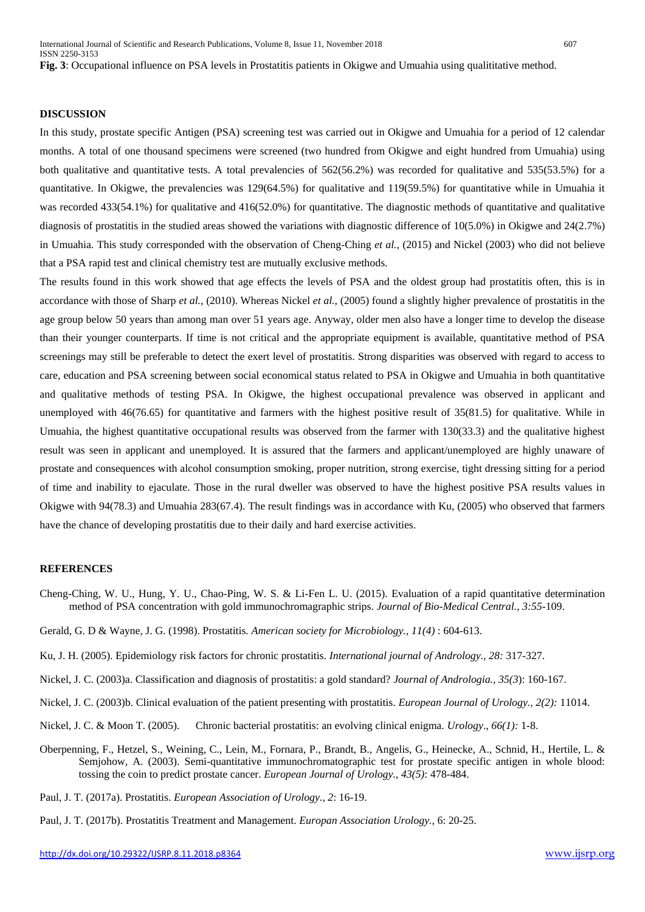**Fig. 3**: Occupational influence on PSA levels in Prostatitis patients in Okigwe and Umuahia using qualititative method.

## DISCUSSION

In this study, prostate specific Antigen (PSA) screening test was carried out in Okigwe and Umuahia for a period of 12 calendar months. A total of one thousand specimens were screened (two hundred from Okigwe and eight hundred from Umuahia) using both qualitative and quantitative tests. A total prevalencies of 562(56.2%) was recorded for qualitative and 535(53.5%) for a quantitative. In Okigwe, the prevalencies was 129(64.5%) for qualitative and 119(59.5%) for quantitative while in Umuahia it was recorded 433(54.1%) for qualitative and 416(52.0%) for quantitative. The diagnostic methods of quantitative and qualitative diagnosis of prostatitis in the studied areas showed the variations with diagnostic difference of 10(5.0%) in Okigwe and 24(2.7%) in Umuahia. This study corresponded with the observation of Cheng-Ching *et al.,* (2015) and Nickel (2003) who did not believe that a PSA rapid test and clinical chemistry test are mutually exclusive methods.

The results found in this work showed that age effects the levels of PSA and the oldest group had prostatitis often, this is in accordance with those of Sharp *et al.*, (2010). Whereas Nickel *et al.,* (2005) found a slightly higher prevalence of prostatitis in the age group below 50 years than among man over 51 years age. Anyway, older men also have a longer time to develop the disease than their younger counterparts. If time is not critical and the appropriate equipment is available, quantitative method of PSA screenings may still be preferable to detect the exert level of prostatitis. Strong disparities was observed with regard to access to care, education and PSA screening between social economical status related to PSA in Okigwe and Umuahia in both quantitative and qualitative methods of testing PSA. In Okigwe, the highest occupational prevalence was observed in applicant and unemployed with 46(76.65) for quantitative and farmers with the highest positive result of 35(81.5) for qualitative. While in Umuahia, the highest quantitative occupational results was observed from the farmer with 130(33.3) and the qualitative highest result was seen in applicant and unemployed. It is assured that the farmers and applicant/unemployed are highly unaware of prostate and consequences with alcohol consumption smoking, proper nutrition, strong exercise, tight dressing sitting for a period of time and inability to ejaculate. Those in the rural dweller was observed to have the highest positive PSA results values in Okigwe with 94(78.3) and Umuahia 283(67.4). The result findings was in accordance with Ku, (2005) who observed that farmers have the chance of developing prostatitis due to their daily and hard exercise activities.

## REFERENCES

Cheng-Ching, W. U., Hung, Y. U., Chao-Ping, W. S. & Li-Fen L. U. (2015). Evaluation of a rapid quantitative determination method of PSA concentration with gold immunochromagraphic strips. *Journal of Bio-Medical Central., 3:55*-109.

Gerald, G. D & Wayne, J. G. (1998). Prostatitis*. American society for Microbiology., 11(4)* : 604-613.

Ku, J. H. (2005). Epidemiology risk factors for chronic prostatitis. *International journal of Andrology., 28:* 317-327.

Nickel, J. C. (2003)a. Classification and diagnosis of prostatitis: a gold standard? *Journal of Andrologia., 35(3*): 160-167.

Nickel, J. C. (2003)b. Clinical evaluation of the patient presenting with prostatitis. *European Journal of Urology., 2(2):* 11014.

Nickel, J. C. & Moon T. (2005). Chronic bacterial prostatitis: an evolving clinical enigma. *Urology*., *66(1):* 1-8.

Oberpenning, F., Hetzel, S., Weining, C., Lein, M., Fornara, P., Brandt, B., Angelis, G., Heinecke, A., Schnid, H., Hertile, L. & Semjohow, A. (2003). Semi-quantitative immunochromatographic test for prostate specific antigen in whole blood: tossing the coin to predict prostate cancer. *European Journal of Urology., 43(5)*: 478-484.

Paul, J. T. (2017a). Prostatitis. *European Association of Urology., 2*: 16-19.

Paul, J. T. (2017b). Prostatitis Treatment and Management. *Europan Association Urology.,* 6: 20-25.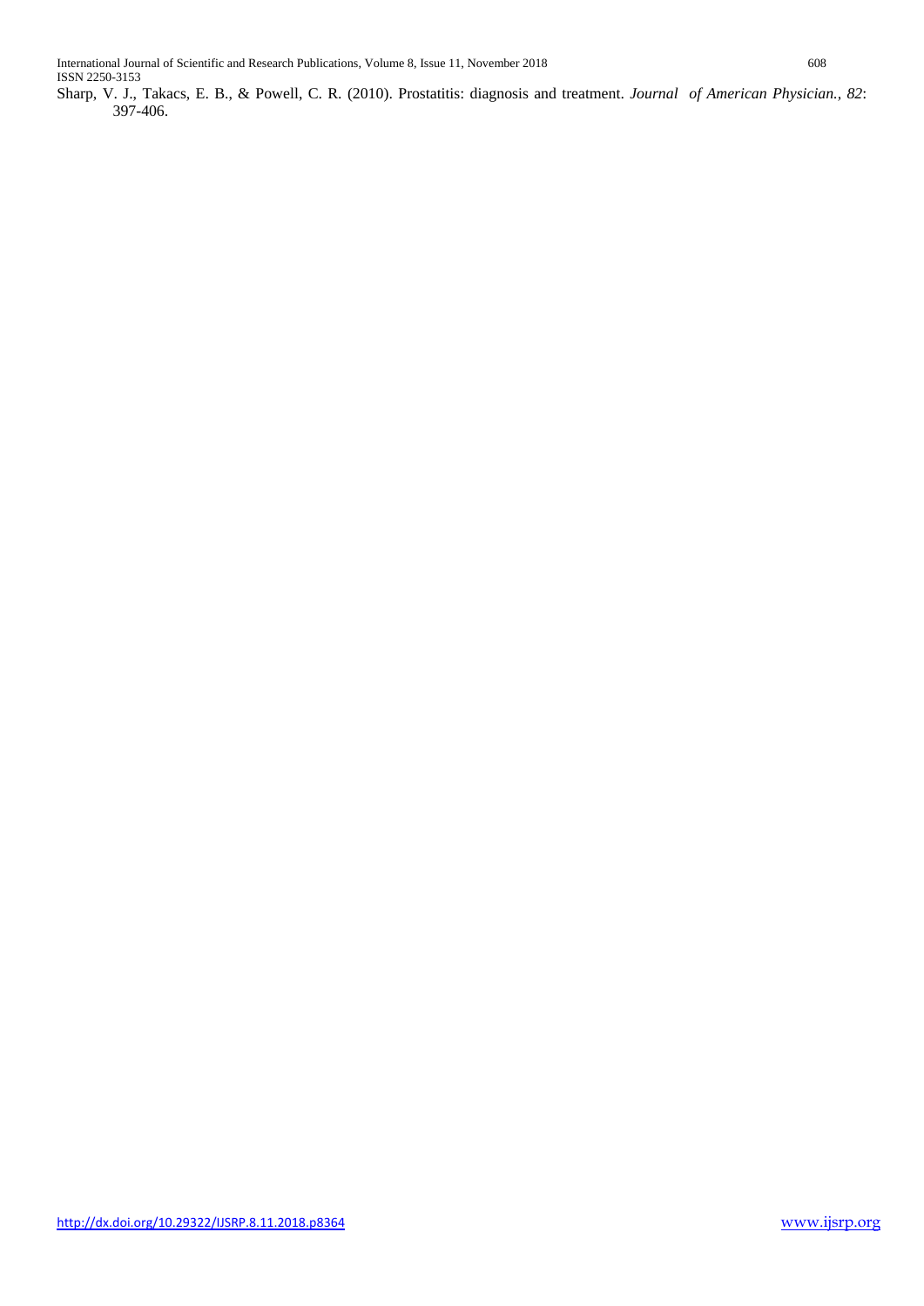Sharp, V. J., Takacs, E. B., & Powell, C. R. (2010). Prostatitis: diagnosis and treatment. *Journal of American Physician., 82*: 397-406.